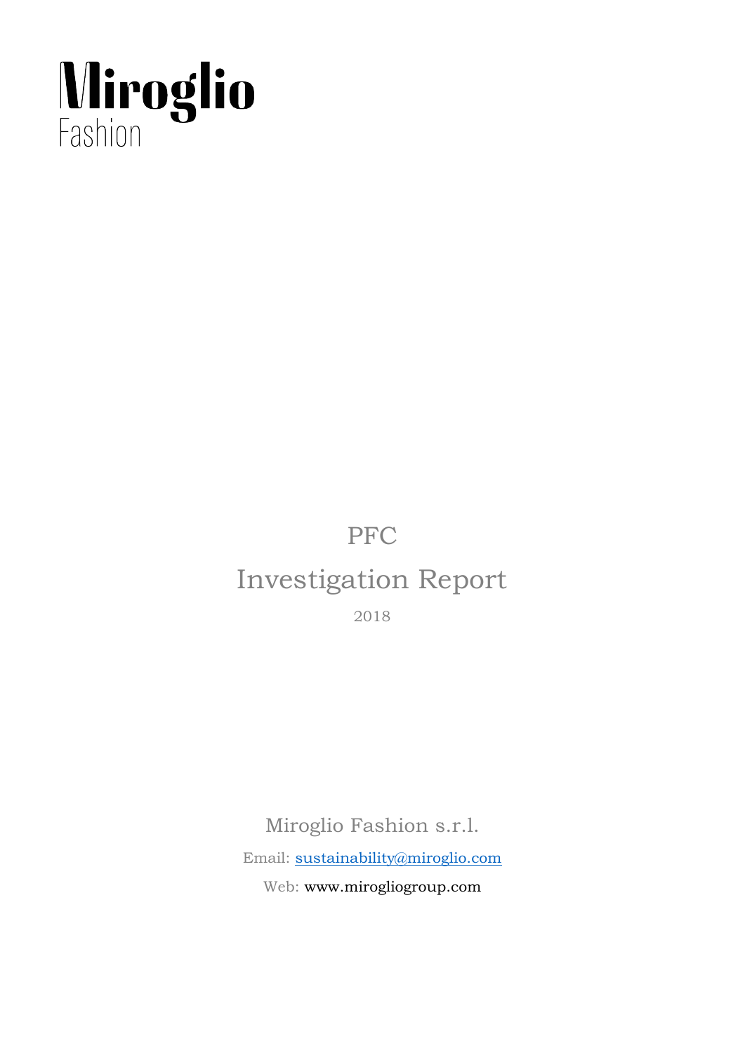# Miroglio
Fashion

# PFC
## Investigation Report
2018

Miroglio Fashion s.r.l.

Email: sustainability@miroglio.com

Web: www.mirogliogroup.com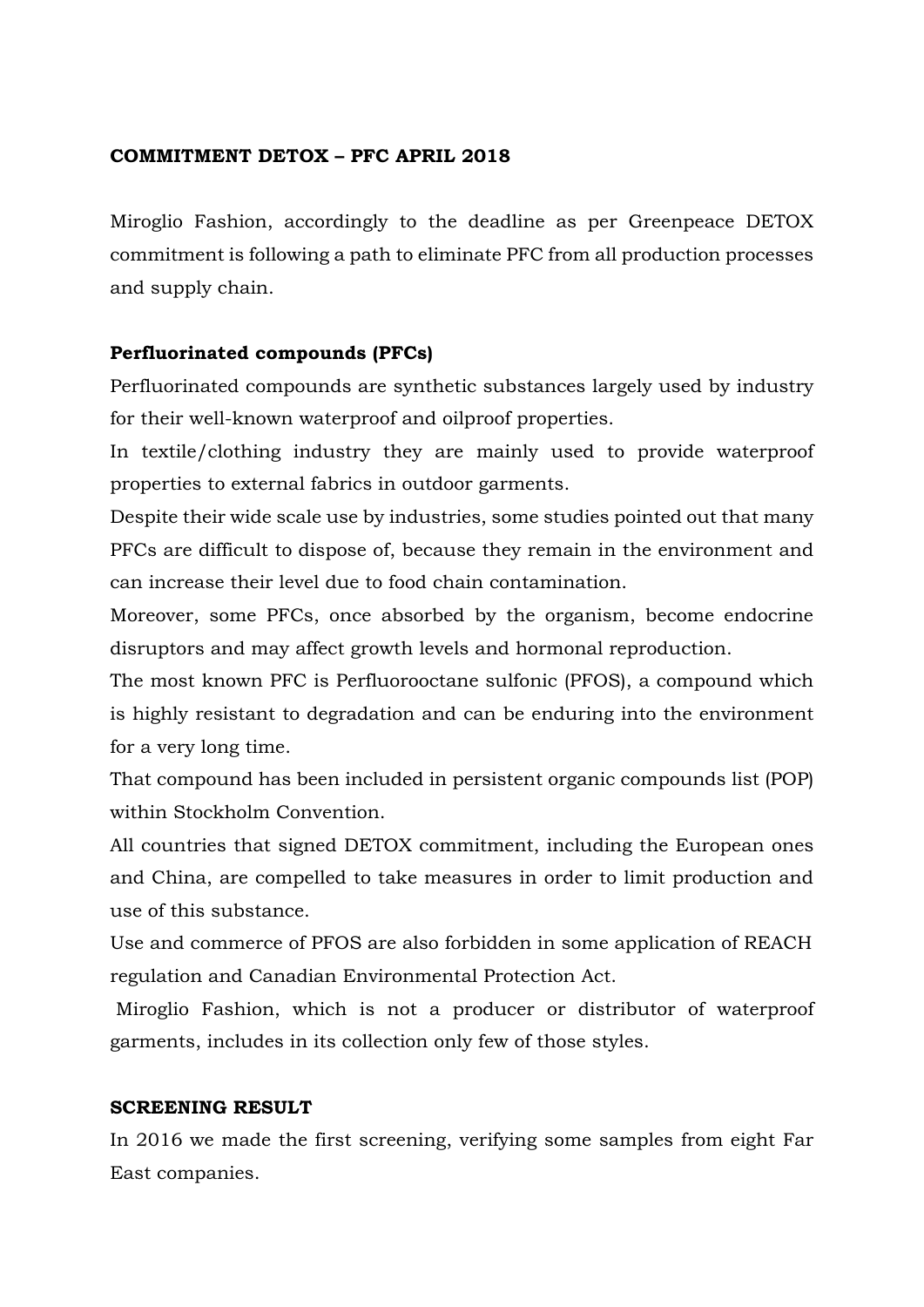**COMMITMENT DETOX – PFC APRIL 2018**

Miroglio Fashion, accordingly to the deadline as per Greenpeace DETOX commitment is following a path to eliminate PFC from all production processes and supply chain.

**Perfluorinated compounds (PFCs)**

Perfluorinated compounds are synthetic substances largely used by industry for their well-known waterproof and oilproof properties.

In textile/clothing industry they are mainly used to provide waterproof properties to external fabrics in outdoor garments.

Despite their wide scale use by industries, some studies pointed out that many PFCs are difficult to dispose of, because they remain in the environment and can increase their level due to food chain contamination.

Moreover, some PFCs, once absorbed by the organism, become endocrine disruptors and may affect growth levels and hormonal reproduction.

The most known PFC is Perfluorooctane sulfonic (PFOS), a compound which is highly resistant to degradation and can be enduring into the environment for a very long time.

That compound has been included in persistent organic compounds list (POP) within Stockholm Convention.

All countries that signed DETOX commitment, including the European ones and China, are compelled to take measures in order to limit production and use of this substance.

Use and commerce of PFOS are also forbidden in some application of REACH regulation and Canadian Environmental Protection Act.

Miroglio Fashion, which is not a producer or distributor of waterproof garments, includes in its collection only few of those styles.

**SCREENING RESULT**

In 2016 we made the first screening, verifying some samples from eight Far East companies.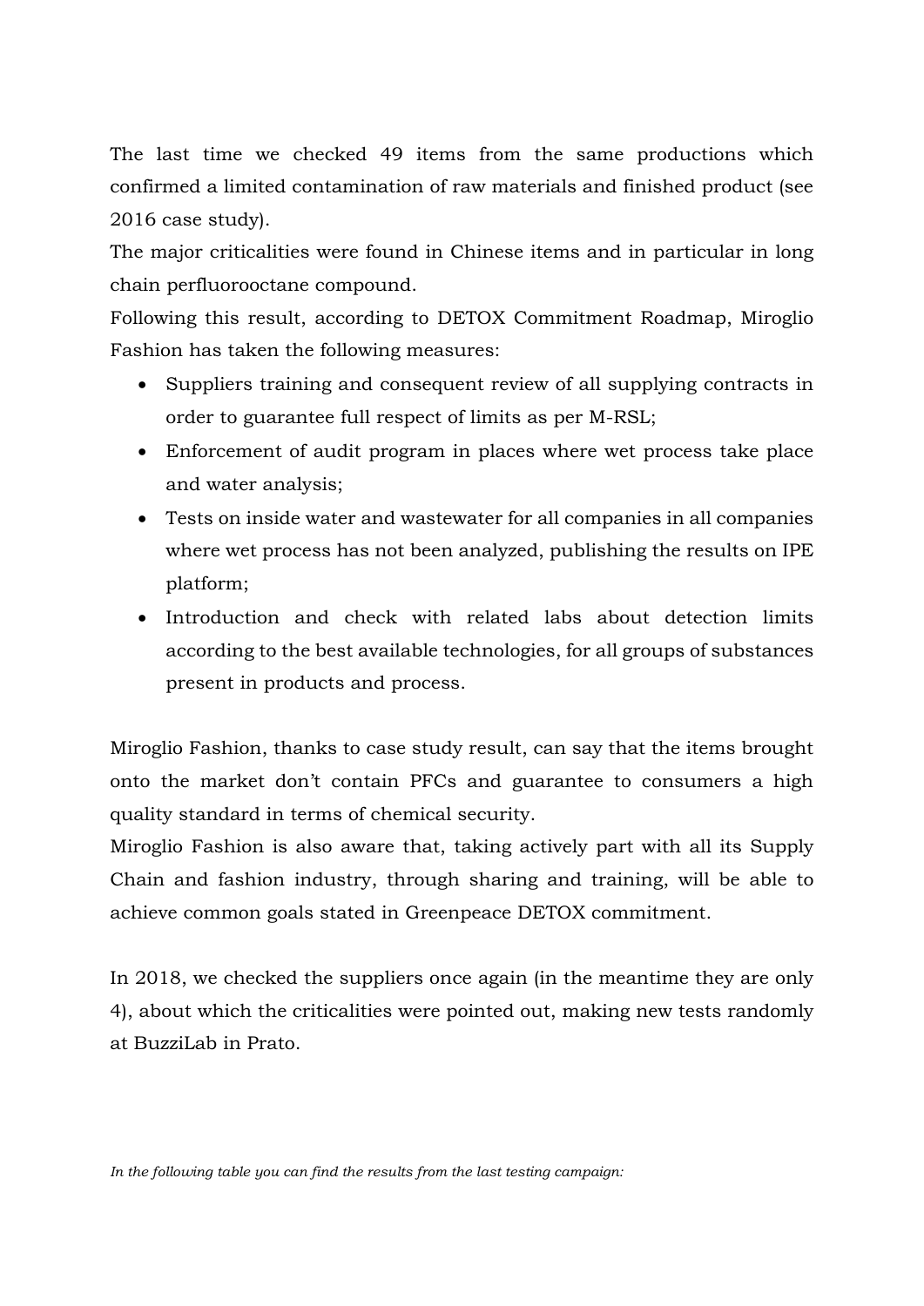The last time we checked 49 items from the same productions which confirmed a limited contamination of raw materials and finished product (see 2016 case study).

The major criticalities were found in Chinese items and in particular in long chain perfluorooctane compound.

Following this result, according to DETOX Commitment Roadmap, Miroglio Fashion has taken the following measures:

- Suppliers training and consequent review of all supplying contracts in order to guarantee full respect of limits as per M-RSL;
- Enforcement of audit program in places where wet process take place and water analysis;
- Tests on inside water and wastewater for all companies in all companies where wet process has not been analyzed, publishing the results on IPE platform;
- Introduction and check with related labs about detection limits according to the best available technologies, for all groups of substances present in products and process.

Miroglio Fashion, thanks to case study result, can say that the items brought onto the market don't contain PFCs and guarantee to consumers a high quality standard in terms of chemical security.

Miroglio Fashion is also aware that, taking actively part with all its Supply Chain and fashion industry, through sharing and training, will be able to achieve common goals stated in Greenpeace DETOX commitment.

In 2018, we checked the suppliers once again (in the meantime they are only 4), about which the criticalities were pointed out, making new tests randomly at BuzziLab in Prato.

*In the following table you can find the results from the last testing campaign:*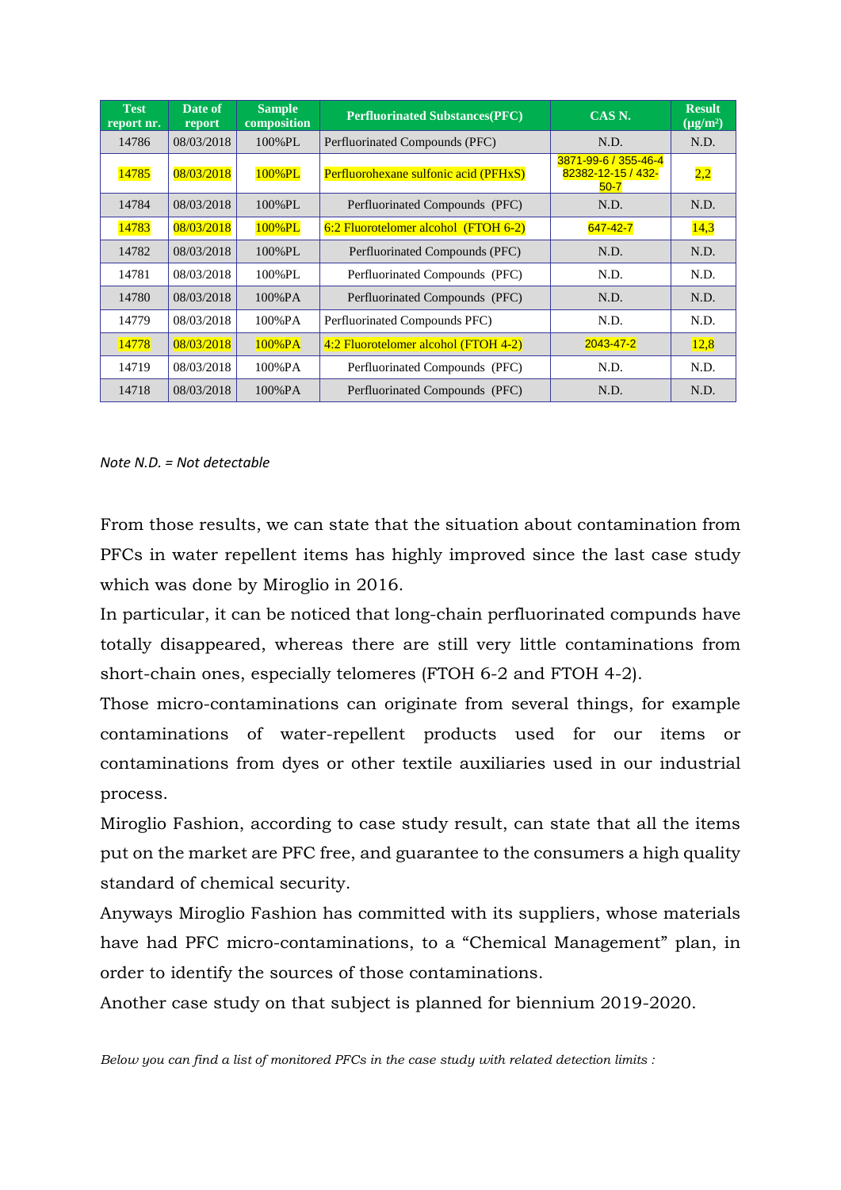| Test report nr. | Date of report | Sample composition | Perfluorinated Substances(PFC) | CAS N. | Result (μg/m²) |
|---|---|---|---|---|---|
| 14786 | 08/03/2018 | 100%PL | Perfluorinated Compounds (PFC) | N.D. | N.D. |
| 14785 | 08/03/2018 | 100%PL | Perfluorohexane sulfonic acid (PFHxS) | 3871-99-6 / 355-46-4 82382-12-15 / 432-50-7 | 2,2 |
| 14784 | 08/03/2018 | 100%PL | Perfluorinated Compounds (PFC) | N.D. | N.D. |
| 14783 | 08/03/2018 | 100%PL | 6:2 Fluorotelomer alcohol (FTOH 6-2) | 647-42-7 | 14,3 |
| 14782 | 08/03/2018 | 100%PL | Perfluorinated Compounds (PFC) | N.D. | N.D. |
| 14781 | 08/03/2018 | 100%PL | Perfluorinated Compounds (PFC) | N.D. | N.D. |
| 14780 | 08/03/2018 | 100%PA | Perfluorinated Compounds (PFC) | N.D. | N.D. |
| 14779 | 08/03/2018 | 100%PA | Perfluorinated Compounds PFC) | N.D. | N.D. |
| 14778 | 08/03/2018 | 100%PA | 4:2 Fluorotelomer alcohol (FTOH 4-2) | 2043-47-2 | 12,8 |
| 14719 | 08/03/2018 | 100%PA | Perfluorinated Compounds (PFC) | N.D. | N.D. |
| 14718 | 08/03/2018 | 100%PA | Perfluorinated Compounds (PFC) | N.D. | N.D. |

*Note N.D. = Not detectable*

From those results, we can state that the situation about contamination from PFCs in water repellent items has highly improved since the last case study which was done by Miroglio in 2016.

In particular, it can be noticed that long-chain perfluorinated compunds have totally disappeared, whereas there are still very little contaminations from short-chain ones, especially telomeres (FTOH 6-2 and FTOH 4-2).

Those micro-contaminations can originate from several things, for example contaminations of water-repellent products used for our items or contaminations from dyes or other textile auxiliaries used in our industrial process.

Miroglio Fashion, according to case study result, can state that all the items put on the market are PFC free, and guarantee to the consumers a high quality standard of chemical security.

Anyways Miroglio Fashion has committed with its suppliers, whose materials have had PFC micro-contaminations, to a "Chemical Management" plan, in order to identify the sources of those contaminations.

Another case study on that subject is planned for biennium 2019-2020.

*Below you can find a list of monitored PFCs in the case study with related detection limits :*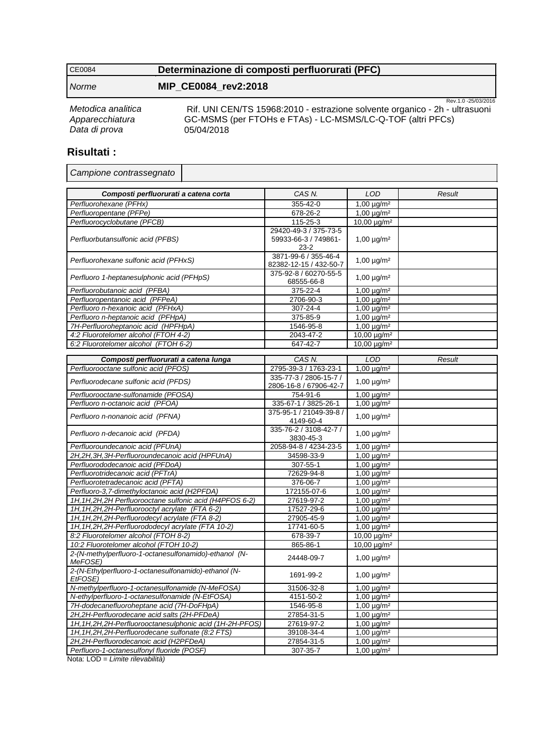| CE0084 | **Determinazione di composti perfluorurati (PFC)** |
|---|---|
| *Norme* | **MIP_CE0084_rev2:2018** |

Rev.1.0 -25/03/2016

| | |
|---|---|
| *Metodica analitica* | Rif. UNI CEN/TS 15968:2010 - estrazione solvente organico - 2h - ultrasuoni |
| *Apparecchiatura* | GC-MSMS (per FTOHs e FTAs) - LC-MSMS/LC-Q-TOF (altri PFCs) |
| *Data di prova* | 05/04/2018 |

## Risultati :

| *Campione contrassegnato* | |
|---|---|

| *Composti perfluorurati a catena corta* | *CAS N.* | *LOD* | *Result* |
|---|---|---|---|
| *Perfluorohexane (PFHx)* | 355-42-0 | 1,00 µg/m² | |
| *Perfluoropentane (PFPe)* | 678-26-2 | 1,00 µg/m² | |
| *Perfluorocyclobutane (PFCB)* | 115-25-3 | 10,00 µg/m² | |
| *Perfluorbutansulfonic acid (PFBS)* | 29420-49-3 / 375-73-5 59933-66-3 / 749861-23-2 | 1,00 µg/m² | |
| *Perfluorohexane sulfonic acid (PFHxS)* | 3871-99-6 / 355-46-4 82382-12-15 / 432-50-7 | 1,00 µg/m² | |
| *Perfluoro 1-heptanesulphonic acid (PFHpS)* | 375-92-8 / 60270-55-5 68555-66-8 | 1,00 µg/m² | |
| *Perfluorobutanoic acid (PFBA)* | 375-22-4 | 1,00 µg/m² | |
| *Perfluoropentanoic acid (PFPeA)* | 2706-90-3 | 1,00 µg/m² | |
| *Perfluoro n-hexanoic acid (PFHxA)* | 307-24-4 | 1,00 µg/m² | |
| *Perfluoro n-heptanoic acid (PFHpA)* | 375-85-9 | 1,00 µg/m² | |
| *7H-Perfluoroheptanoic acid (HPFHpA)* | 1546-95-8 | 1,00 µg/m² | |
| *4:2 Fluorotelomer alcohol (FTOH 4-2)* | 2043-47-2 | 10,00 µg/m² | |
| *6:2 Fluorotelomer alcohol (FTOH 6-2)* | 647-42-7 | 10,00 µg/m² | |

| *Composti perfluorurati a catena lunga* | *CAS N.* | *LOD* | *Result* |
|---|---|---|---|
| *Perfluorooctane sulfonic acid (PFOS)* | 2795-39-3 / 1763-23-1 | 1,00 µg/m² | |
| *Perfluorodecane sulfonic acid (PFDS)* | 335-77-3 / 2806-15-7 / 2806-16-8 / 67906-42-7 | 1,00 µg/m² | |
| *Perfluorooctane-sulfonamide (PFOSA)* | 754-91-6 | 1,00 µg/m² | |
| *Perfluoro n-octanoic acid (PFOA)* | 335-67-1 / 3825-26-1 | 1,00 µg/m² | |
| *Perfluoro n-nonanoic acid (PFNA)* | 375-95-1 / 21049-39-8 / 4149-60-4 | 1,00 µg/m² | |
| *Perfluoro n-decanoic acid (PFDA)* | 335-76-2 / 3108-42-7 / 3830-45-3 | 1,00 µg/m² | |
| *Perfluoroundecanoic acid (PFUnA)* | 2058-94-8 / 4234-23-5 | 1,00 µg/m² | |
| *2H,2H,3H,3H-Perfluoroundecanoic acid (HPFUnA)* | 34598-33-9 | 1,00 µg/m² | |
| *Perfluorododecanoic acid (PFDoA)* | 307-55-1 | 1,00 µg/m² | |
| *Perfluorotridecanoic acid (PFTrA)* | 72629-94-8 | 1,00 µg/m² | |
| *Perfluorotetradecanoic acid (PFTA)* | 376-06-7 | 1,00 µg/m² | |
| *Perfluoro-3,7-dimethyloctanoic acid (H2PFDA)* | 172155-07-6 | 1,00 µg/m² | |
| *1H,1H,2H,2H Perfluorooctane sulfonic acid (H4PFOS 6-2)* | 27619-97-2 | 1,00 µg/m² | |
| *1H,1H,2H,2H-Perfluorooctyl acrylate (FTA 6-2)* | 17527-29-6 | 1,00 µg/m² | |
| *1H,1H,2H,2H-Perfluorodecyl acrylate (FTA 8-2)* | 27905-45-9 | 1,00 µg/m² | |
| *1H,1H,2H,2H-Perfluorododecyl acrylate (FTA 10-2)* | 17741-60-5 | 1,00 µg/m² | |
| *8:2 Fluorotelomer alcohol (FTOH 8-2)* | 678-39-7 | 10,00 µg/m² | |
| *10:2 Fluorotelomer alcohol (FTOH 10-2)* | 865-86-1 | 10,00 µg/m² | |
| *2-(N-methylperfluoro-1-octanesulfonamido)-ethanol (N-MeFOSE)* | 24448-09-7 | 1,00 µg/m² | |
| *2-(N-Ethylperfluoro-1-octanesulfonamido)-ethanol (N-EtFOSE)* | 1691-99-2 | 1,00 µg/m² | |
| *N-methylperfluoro-1-octanesulfonamide (N-MeFOSA)* | 31506-32-8 | 1,00 µg/m² | |
| *N-ethylperfluoro-1-octanesulfonamide (N-EtFOSA)* | 4151-50-2 | 1,00 µg/m² | |
| *7H-dodecanefluoroheptane acid (7H-DoFHpA)* | 1546-95-8 | 1,00 µg/m² | |
| *2H,2H-Perfluorodecane acid salts (2H-PFDeA)* | 27854-31-5 | 1,00 µg/m² | |
| *1H,1H,2H,2H-Perfluorooctanesulphonic acid (1H-2H-PFOS)* | 27619-97-2 | 1,00 µg/m² | |
| *1H,1H,2H,2H-Perfluorodecane sulfonate (8:2 FTS)* | 39108-34-4 | 1,00 µg/m² | |
| *2H,2H-Perfluorodecanoic acid (H2PFDeA)* | 27854-31-5 | 1,00 µg/m² | |
| *Perfluoro-1-octanesulfonyl fluoride (POSF)* | 307-35-7 | 1,00 µg/m² | |

Nota: LOD = *Limite rilevabilità)*